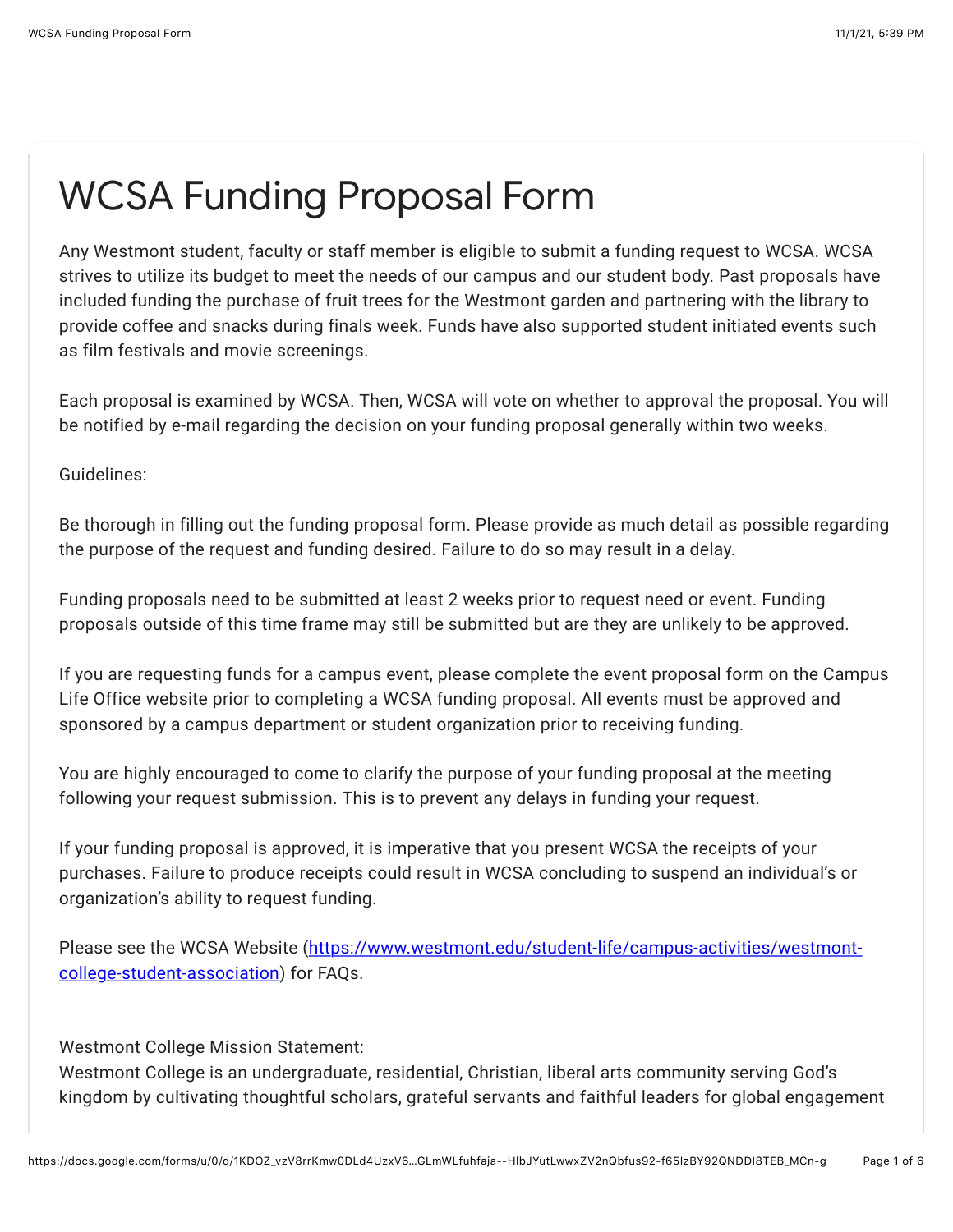# WCSA Funding Proposal Form

Any Westmont student, faculty or staff member is eligible to submit a funding request to WCSA. WCSA strives to utilize its budget to meet the needs of our campus and our student body. Past proposals have included funding the purchase of fruit trees for the Westmont garden and partnering with the library to provide coffee and snacks during finals week. Funds have also supported student initiated events such as film festivals and movie screenings.

Each proposal is examined by WCSA. Then, WCSA will vote on whether to approval the proposal. You will be notified by e-mail regarding the decision on your funding proposal generally within two weeks.

Guidelines:

Be thorough in filling out the funding proposal form. Please provide as much detail as possible regarding the purpose of the request and funding desired. Failure to do so may result in a delay.

Funding proposals need to be submitted at least 2 weeks prior to request need or event. Funding proposals outside of this time frame may still be submitted but are they are unlikely to be approved.

If you are requesting funds for a campus event, please complete the event proposal form on the Campus Life Office website prior to completing a WCSA funding proposal. All events must be approved and sponsored by a campus department or student organization prior to receiving funding.

You are highly encouraged to come to clarify the purpose of your funding proposal at the meeting following your request submission. This is to prevent any delays in funding your request.

If your funding proposal is approved, it is imperative that you present WCSA the receipts of your purchases. Failure to produce receipts could result in WCSA concluding to suspend an individual's or organization's ability to request funding.

Please see the WCSA Website ([https://www.westmont.edu/student-life/campus-activities/westmont-college-student-association](https://www.westmont.edu/student-life/campus-activities/westmont-college-student-association)) for FAQs.

Westmont College Mission Statement:
Westmont College is an undergraduate, residential, Christian, liberal arts community serving God's kingdom by cultivating thoughtful scholars, grateful servants and faithful leaders for global engagement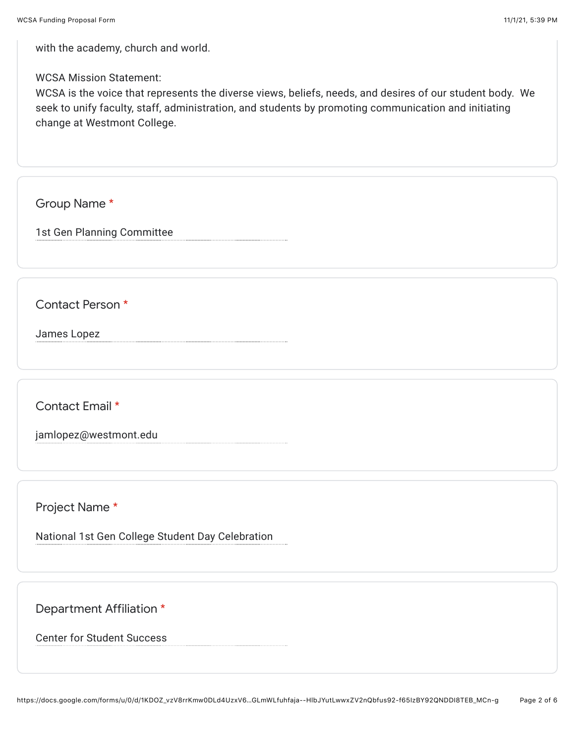with the academy, church and world.

WCSA Mission Statement:
WCSA is the voice that represents the diverse views, beliefs, needs, and desires of our student body. We seek to unify faculty, staff, administration, and students by promoting communication and initiating change at Westmont College.

Group Name *

1st Gen Planning Committee

Contact Person *

James Lopez

Contact Email *

jamlopez@westmont.edu

Project Name *

National 1st Gen College Student Day Celebration

Department Affiliation *

Center for Student Success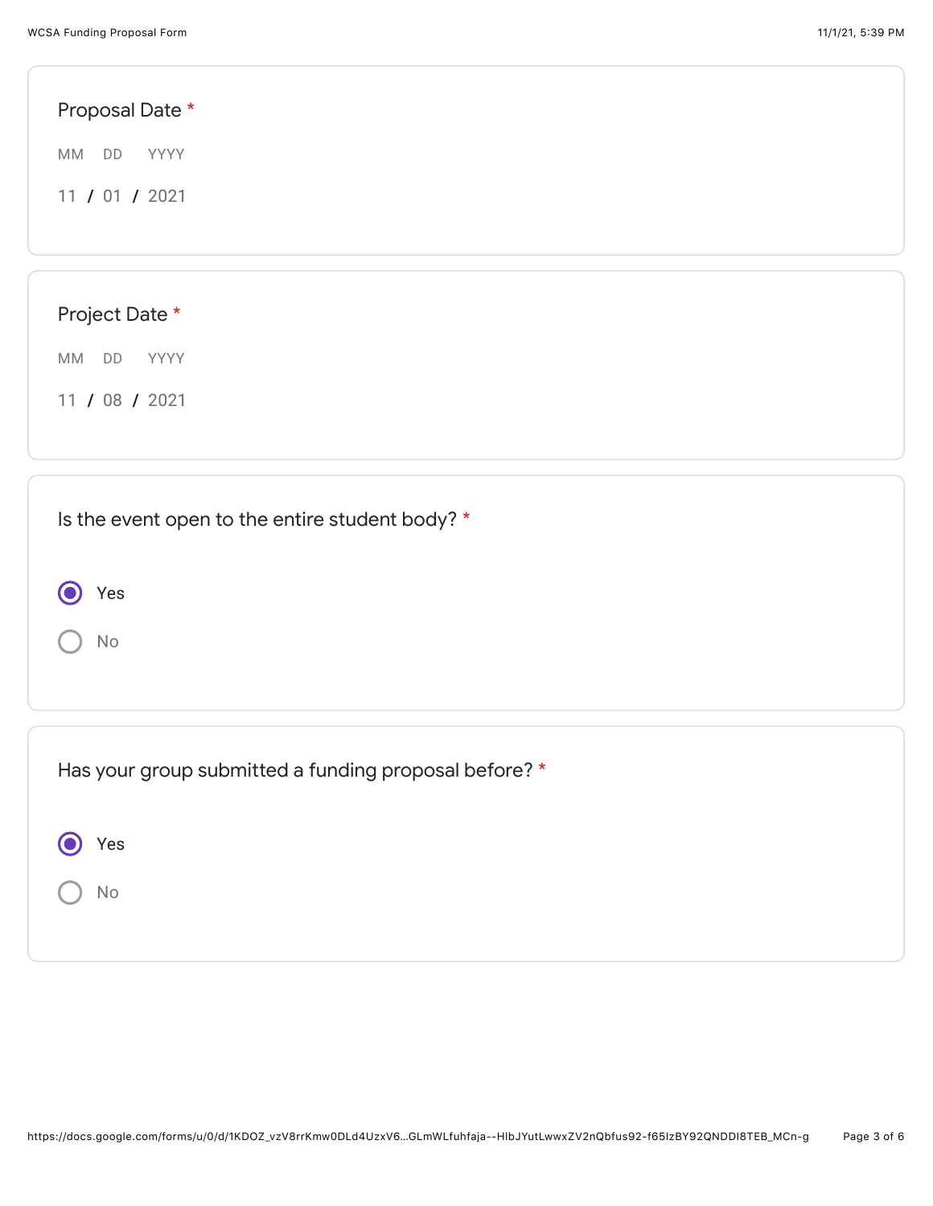**Proposal Date** *

MM DD YYYY

11 / 01 / 2021

**Project Date** *

MM DD YYYY

11 / 08 / 2021

**Is the event open to the entire student body?** *

- (●) Yes
- ( ) No

**Has your group submitted a funding proposal before?** *

- (●) Yes
- ( ) No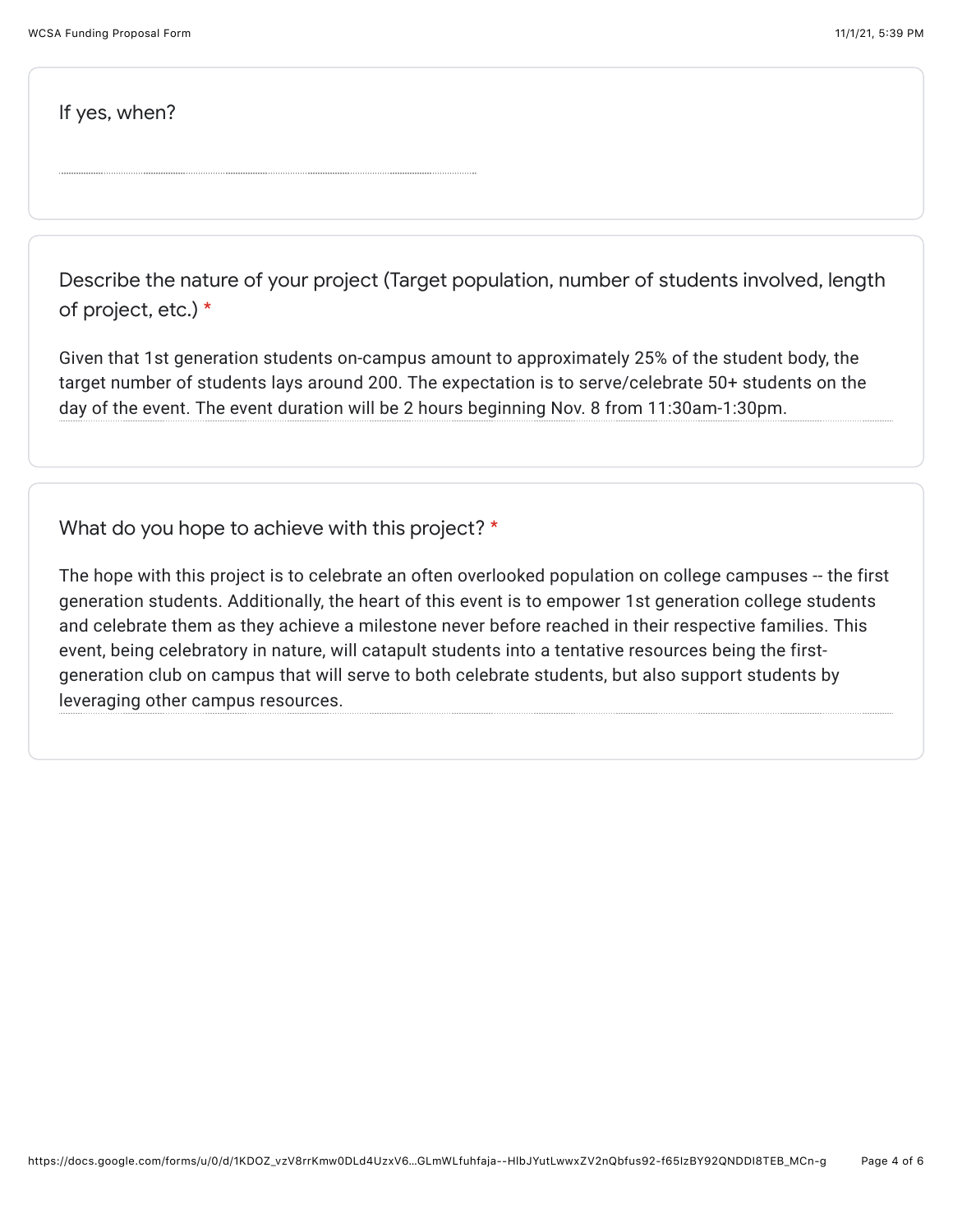If yes, when?

Describe the nature of your project (Target population, number of students involved, length of project, etc.) *

Given that 1st generation students on-campus amount to approximately 25% of the student body, the target number of students lays around 200. The expectation is to serve/celebrate 50+ students on the day of the event. The event duration will be 2 hours beginning Nov. 8 from 11:30am-1:30pm.

What do you hope to achieve with this project? *

The hope with this project is to celebrate an often overlooked population on college campuses -- the first generation students. Additionally, the heart of this event is to empower 1st generation college students and celebrate them as they achieve a milestone never before reached in their respective families. This event, being celebratory in nature, will catapult students into a tentative resources being the first-generation club on campus that will serve to both celebrate students, but also support students by leveraging other campus resources.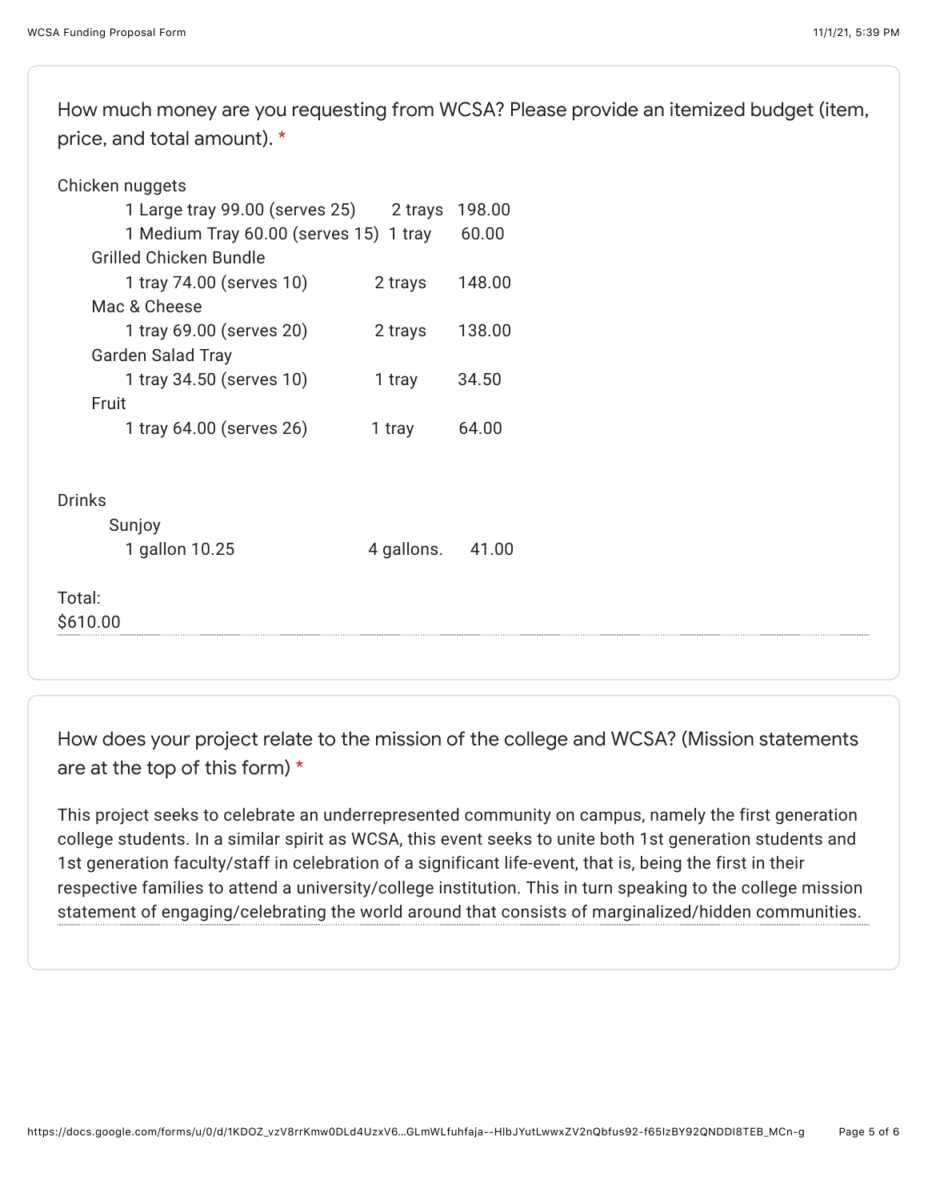How much money are you requesting from WCSA? Please provide an itemized budget (item, price, and total amount). *

| Item | Price | Quantity | Total |
|---|---|---|---|
| **Chicken nuggets** | | | |
| 1 Large tray | 99.00 (serves 25) | 2 trays | 198.00 |
| 1 Medium Tray | 60.00 (serves 15) | 1 tray | 60.00 |
| **Grilled Chicken Bundle** | | | |
| 1 tray | 74.00 (serves 10) | 2 trays | 148.00 |
| **Mac & Cheese** | | | |
| 1 tray | 69.00 (serves 20) | 2 trays | 138.00 |
| **Garden Salad Tray** | | | |
| 1 tray | 34.50 (serves 10) | 1 tray | 34.50 |
| **Fruit** | | | |
| 1 tray | 64.00 (serves 26) | 1 tray | 64.00 |
| **Drinks** | | | |
| Sunjoy | | | |
| 1 gallon | 10.25 | 4 gallons. | 41.00 |

Total:
$610.00

How does your project relate to the mission of the college and WCSA? (Mission statements are at the top of this form) *

This project seeks to celebrate an underrepresented community on campus, namely the first generation college students. In a similar spirit as WCSA, this event seeks to unite both 1st generation students and 1st generation faculty/staff in celebration of a significant life-event, that is, being the first in their respective families to attend a university/college institution. This in turn speaking to the college mission statement of engaging/celebrating the world around that consists of marginalized/hidden communities.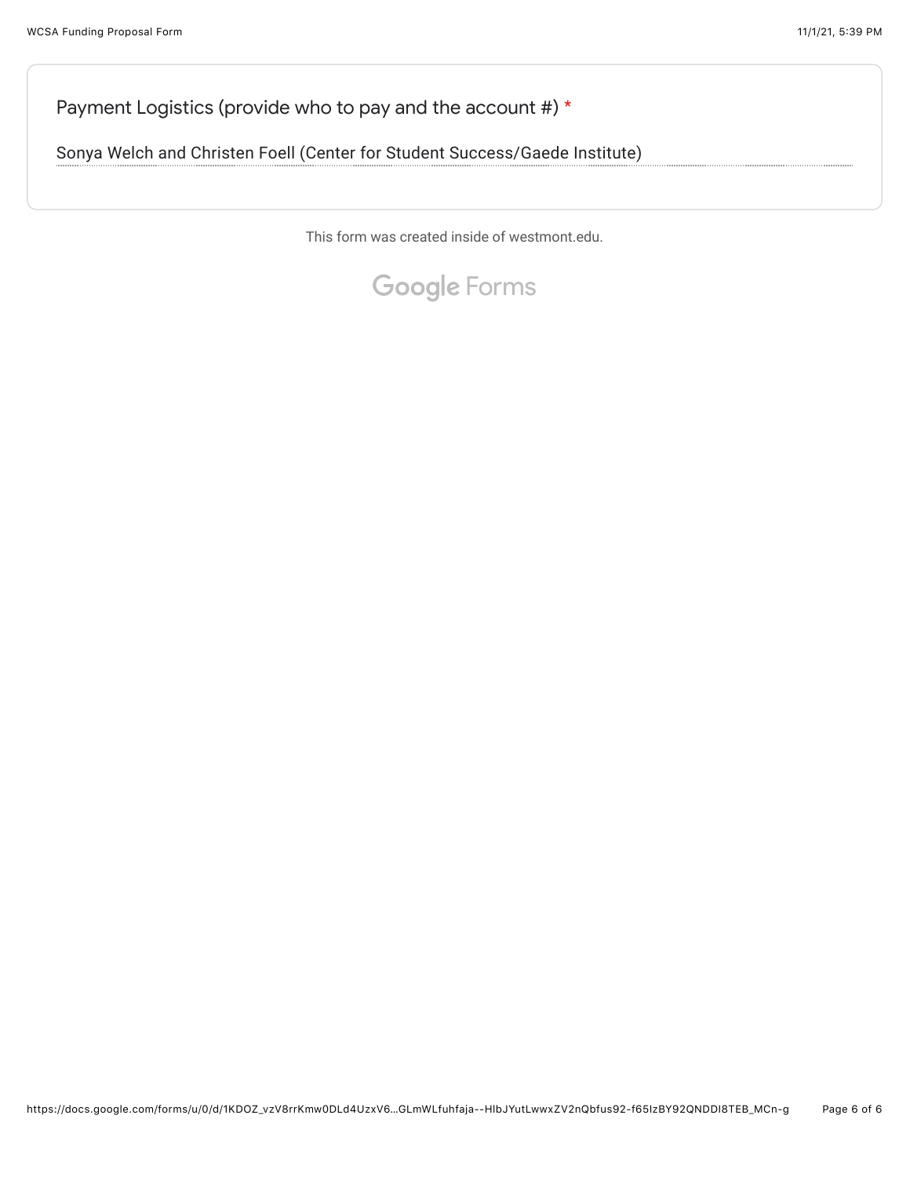Payment Logistics (provide who to pay and the account #) *

Sonya Welch and Christen Foell (Center for Student Success/Gaede Institute)

This form was created inside of westmont.edu.

Google Forms